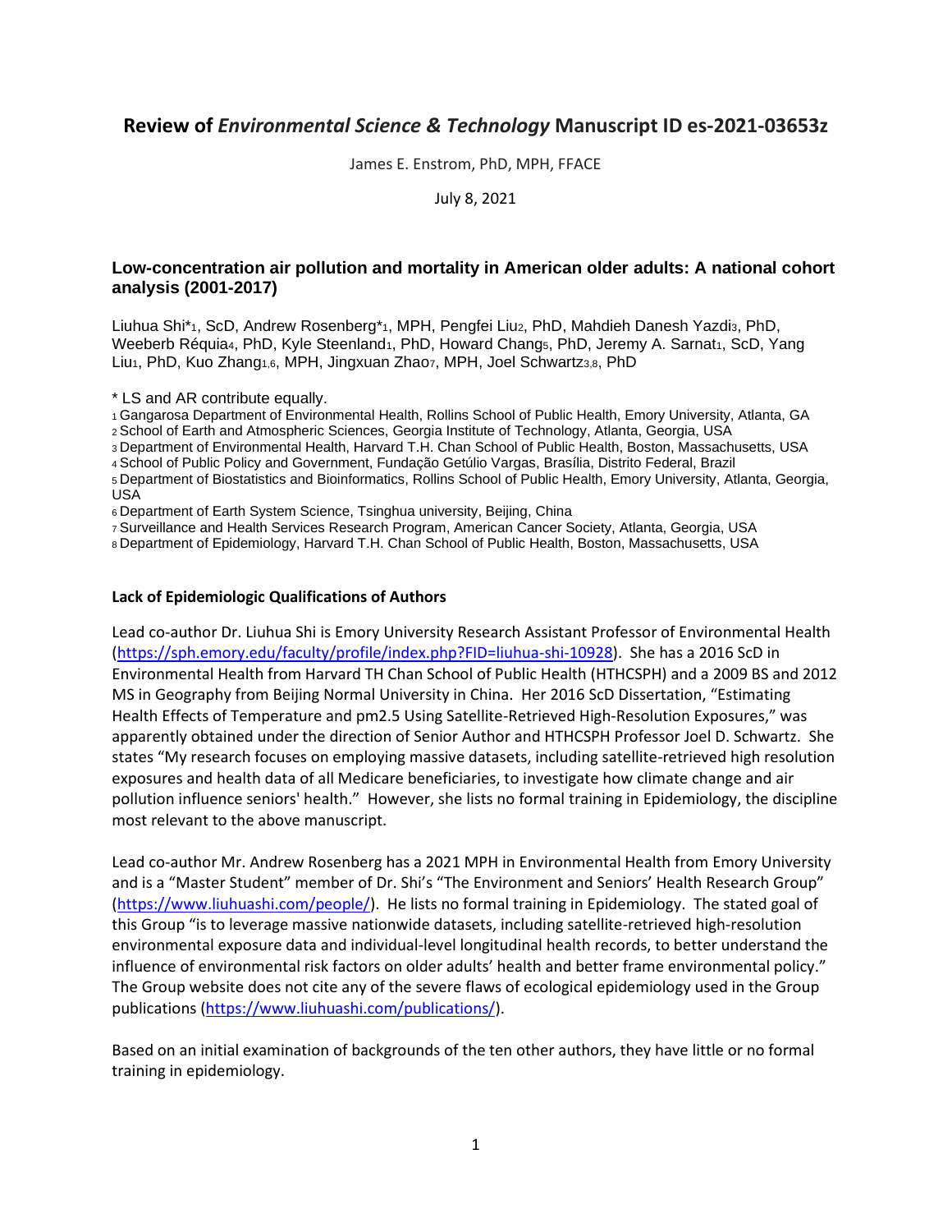# Review of *Environmental Science & Technology* Manuscript ID es-2021-03653z

James E. Enstrom, PhD, MPH, FFACE

July 8, 2021

### Low-concentration air pollution and mortality in American older adults: A national cohort analysis (2001-2017)

Liuhua Shi*[1], ScD, Andrew Rosenberg*[1], MPH, Pengfei Liu[2], PhD, Mahdieh Danesh Yazdi[3], PhD, Weeberb Réquia[4], PhD, Kyle Steenland[1], PhD, Howard Chang[5], PhD, Jeremy A. Sarnat[1], ScD, Yang Liu[1], PhD, Kuo Zhang[1,6], MPH, Jingxuan Zhao[7], MPH, Joel Schwartz[3,8], PhD

* LS and AR contribute equally.

[1] Gangarosa Department of Environmental Health, Rollins School of Public Health, Emory University, Atlanta, GA
[2] School of Earth and Atmospheric Sciences, Georgia Institute of Technology, Atlanta, Georgia, USA
[3] Department of Environmental Health, Harvard T.H. Chan School of Public Health, Boston, Massachusetts, USA
[4] School of Public Policy and Government, Fundação Getúlio Vargas, Brasília, Distrito Federal, Brazil
[5] Department of Biostatistics and Bioinformatics, Rollins School of Public Health, Emory University, Atlanta, Georgia, USA
[6] Department of Earth System Science, Tsinghua university, Beijing, China
[7] Surveillance and Health Services Research Program, American Cancer Society, Atlanta, Georgia, USA
[8] Department of Epidemiology, Harvard T.H. Chan School of Public Health, Boston, Massachusetts, USA

**Lack of Epidemiologic Qualifications of Authors**

Lead co-author Dr. Liuhua Shi is Emory University Research Assistant Professor of Environmental Health (https://sph.emory.edu/faculty/profile/index.php?FID=liuhua-shi-10928). She has a 2016 ScD in Environmental Health from Harvard TH Chan School of Public Health (HTHCSPH) and a 2009 BS and 2012 MS in Geography from Beijing Normal University in China. Her 2016 ScD Dissertation, "Estimating Health Effects of Temperature and pm2.5 Using Satellite-Retrieved High-Resolution Exposures," was apparently obtained under the direction of Senior Author and HTHCSPH Professor Joel D. Schwartz. She states "My research focuses on employing massive datasets, including satellite-retrieved high resolution exposures and health data of all Medicare beneficiaries, to investigate how climate change and air pollution influence seniors' health." However, she lists no formal training in Epidemiology, the discipline most relevant to the above manuscript.

Lead co-author Mr. Andrew Rosenberg has a 2021 MPH in Environmental Health from Emory University and is a "Master Student" member of Dr. Shi's "The Environment and Seniors' Health Research Group" (https://www.liuhuashi.com/people/). He lists no formal training in Epidemiology. The stated goal of this Group "is to leverage massive nationwide datasets, including satellite-retrieved high-resolution environmental exposure data and individual-level longitudinal health records, to better understand the influence of environmental risk factors on older adults' health and better frame environmental policy." The Group website does not cite any of the severe flaws of ecological epidemiology used in the Group publications (https://www.liuhuashi.com/publications/).

Based on an initial examination of backgrounds of the ten other authors, they have little or no formal training in epidemiology.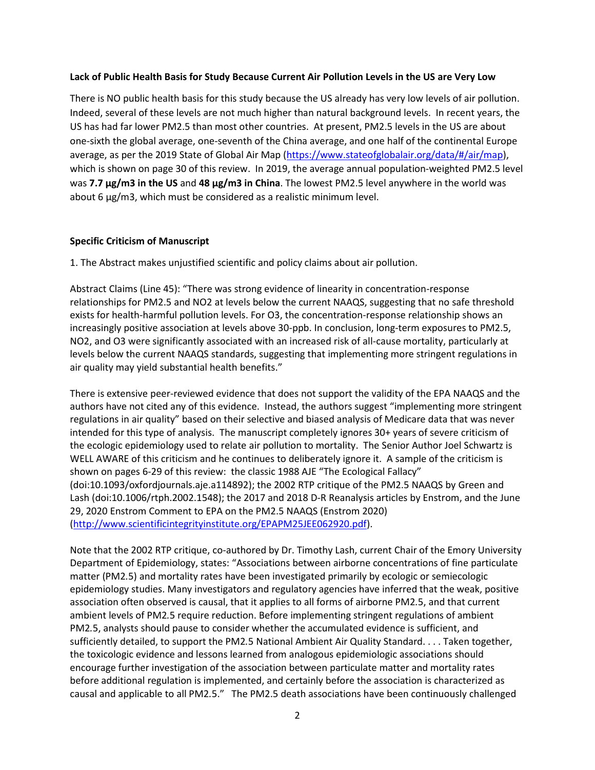**Lack of Public Health Basis for Study Because Current Air Pollution Levels in the US are Very Low**

There is NO public health basis for this study because the US already has very low levels of air pollution. Indeed, several of these levels are not much higher than natural background levels. In recent years, the US has had far lower PM2.5 than most other countries. At present, PM2.5 levels in the US are about one-sixth the global average, one-seventh of the China average, and one half of the continental Europe average, as per the 2019 State of Global Air Map (https://www.stateofglobalair.org/data/#/air/map), which is shown on page 30 of this review. In 2019, the average annual population-weighted PM2.5 level was **7.7 μg/m3 in the US** and **48 μg/m3 in China**. The lowest PM2.5 level anywhere in the world was about 6 μg/m3, which must be considered as a realistic minimum level.

**Specific Criticism of Manuscript**

1. The Abstract makes unjustified scientific and policy claims about air pollution.

Abstract Claims (Line 45): "There was strong evidence of linearity in concentration-response relationships for PM2.5 and NO2 at levels below the current NAAQS, suggesting that no safe threshold exists for health-harmful pollution levels. For O3, the concentration-response relationship shows an increasingly positive association at levels above 30-ppb. In conclusion, long-term exposures to PM2.5, NO2, and O3 were significantly associated with an increased risk of all-cause mortality, particularly at levels below the current NAAQS standards, suggesting that implementing more stringent regulations in air quality may yield substantial health benefits."

There is extensive peer-reviewed evidence that does not support the validity of the EPA NAAQS and the authors have not cited any of this evidence. Instead, the authors suggest "implementing more stringent regulations in air quality" based on their selective and biased analysis of Medicare data that was never intended for this type of analysis. The manuscript completely ignores 30+ years of severe criticism of the ecologic epidemiology used to relate air pollution to mortality. The Senior Author Joel Schwartz is WELL AWARE of this criticism and he continues to deliberately ignore it. A sample of the criticism is shown on pages 6-29 of this review: the classic 1988 AJE "The Ecological Fallacy" (doi:10.1093/oxfordjournals.aje.a114892); the 2002 RTP critique of the PM2.5 NAAQS by Green and Lash (doi:10.1006/rtph.2002.1548); the 2017 and 2018 D-R Reanalysis articles by Enstrom, and the June 29, 2020 Enstrom Comment to EPA on the PM2.5 NAAQS (Enstrom 2020) (http://www.scientificintegrityinstitute.org/EPAPM25JEE062920.pdf).

Note that the 2002 RTP critique, co-authored by Dr. Timothy Lash, current Chair of the Emory University Department of Epidemiology, states: "Associations between airborne concentrations of fine particulate matter (PM2.5) and mortality rates have been investigated primarily by ecologic or semiecologic epidemiology studies. Many investigators and regulatory agencies have inferred that the weak, positive association often observed is causal, that it applies to all forms of airborne PM2.5, and that current ambient levels of PM2.5 require reduction. Before implementing stringent regulations of ambient PM2.5, analysts should pause to consider whether the accumulated evidence is sufficient, and sufficiently detailed, to support the PM2.5 National Ambient Air Quality Standard. . . . Taken together, the toxicologic evidence and lessons learned from analogous epidemiologic associations should encourage further investigation of the association between particulate matter and mortality rates before additional regulation is implemented, and certainly before the association is characterized as causal and applicable to all PM2.5." The PM2.5 death associations have been continuously challenged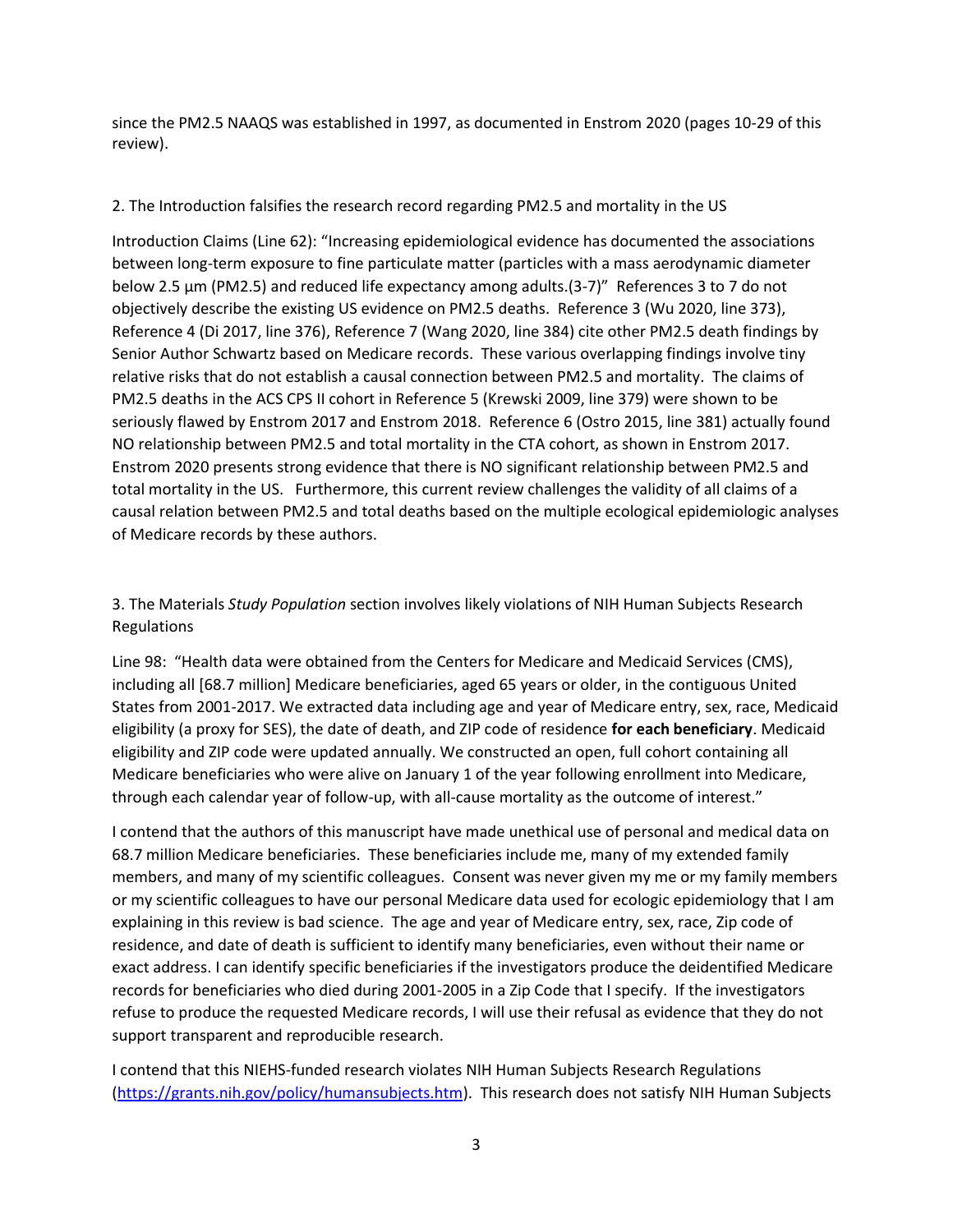since the PM2.5 NAAQS was established in 1997, as documented in Enstrom 2020 (pages 10-29 of this review).

2. The Introduction falsifies the research record regarding PM2.5 and mortality in the US

Introduction Claims (Line 62): "Increasing epidemiological evidence has documented the associations between long-term exposure to fine particulate matter (particles with a mass aerodynamic diameter below 2.5 µm (PM2.5) and reduced life expectancy among adults.(3-7)" References 3 to 7 do not objectively describe the existing US evidence on PM2.5 deaths. Reference 3 (Wu 2020, line 373), Reference 4 (Di 2017, line 376), Reference 7 (Wang 2020, line 384) cite other PM2.5 death findings by Senior Author Schwartz based on Medicare records. These various overlapping findings involve tiny relative risks that do not establish a causal connection between PM2.5 and mortality. The claims of PM2.5 deaths in the ACS CPS II cohort in Reference 5 (Krewski 2009, line 379) were shown to be seriously flawed by Enstrom 2017 and Enstrom 2018. Reference 6 (Ostro 2015, line 381) actually found NO relationship between PM2.5 and total mortality in the CTA cohort, as shown in Enstrom 2017. Enstrom 2020 presents strong evidence that there is NO significant relationship between PM2.5 and total mortality in the US. Furthermore, this current review challenges the validity of all claims of a causal relation between PM2.5 and total deaths based on the multiple ecological epidemiologic analyses of Medicare records by these authors.

3. The Materials *Study Population* section involves likely violations of NIH Human Subjects Research Regulations

Line 98: "Health data were obtained from the Centers for Medicare and Medicaid Services (CMS), including all [68.7 million] Medicare beneficiaries, aged 65 years or older, in the contiguous United States from 2001-2017. We extracted data including age and year of Medicare entry, sex, race, Medicaid eligibility (a proxy for SES), the date of death, and ZIP code of residence **for each beneficiary**. Medicaid eligibility and ZIP code were updated annually. We constructed an open, full cohort containing all Medicare beneficiaries who were alive on January 1 of the year following enrollment into Medicare, through each calendar year of follow-up, with all-cause mortality as the outcome of interest."

I contend that the authors of this manuscript have made unethical use of personal and medical data on 68.7 million Medicare beneficiaries. These beneficiaries include me, many of my extended family members, and many of my scientific colleagues. Consent was never given my me or my family members or my scientific colleagues to have our personal Medicare data used for ecologic epidemiology that I am explaining in this review is bad science. The age and year of Medicare entry, sex, race, Zip code of residence, and date of death is sufficient to identify many beneficiaries, even without their name or exact address. I can identify specific beneficiaries if the investigators produce the deidentified Medicare records for beneficiaries who died during 2001-2005 in a Zip Code that I specify. If the investigators refuse to produce the requested Medicare records, I will use their refusal as evidence that they do not support transparent and reproducible research.

I contend that this NIEHS-funded research violates NIH Human Subjects Research Regulations (https://grants.nih.gov/policy/humansubjects.htm). This research does not satisfy NIH Human Subjects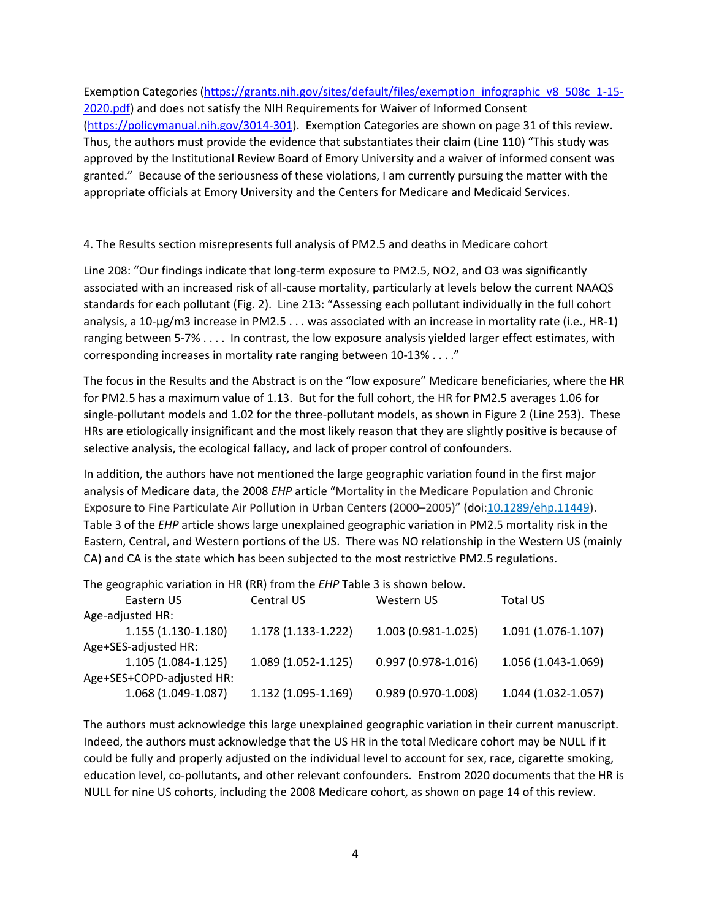Exemption Categories (https://grants.nih.gov/sites/default/files/exemption_infographic_v8_508c_1-15-2020.pdf) and does not satisfy the NIH Requirements for Waiver of Informed Consent (https://policymanual.nih.gov/3014-301). Exemption Categories are shown on page 31 of this review. Thus, the authors must provide the evidence that substantiates their claim (Line 110) "This study was approved by the Institutional Review Board of Emory University and a waiver of informed consent was granted." Because of the seriousness of these violations, I am currently pursuing the matter with the appropriate officials at Emory University and the Centers for Medicare and Medicaid Services.

4. The Results section misrepresents full analysis of PM2.5 and deaths in Medicare cohort

Line 208: "Our findings indicate that long-term exposure to PM2.5, NO2, and O3 was significantly associated with an increased risk of all-cause mortality, particularly at levels below the current NAAQS standards for each pollutant (Fig. 2). Line 213: "Assessing each pollutant individually in the full cohort analysis, a 10-μg/m3 increase in PM2.5 . . . was associated with an increase in mortality rate (i.e., HR-1) ranging between 5-7% . . . . In contrast, the low exposure analysis yielded larger effect estimates, with corresponding increases in mortality rate ranging between 10-13% . . . ."

The focus in the Results and the Abstract is on the "low exposure" Medicare beneficiaries, where the HR for PM2.5 has a maximum value of 1.13. But for the full cohort, the HR for PM2.5 averages 1.06 for single-pollutant models and 1.02 for the three-pollutant models, as shown in Figure 2 (Line 253). These HRs are etiologically insignificant and the most likely reason that they are slightly positive is because of selective analysis, the ecological fallacy, and lack of proper control of confounders.

In addition, the authors have not mentioned the large geographic variation found in the first major analysis of Medicare data, the 2008 *EHP* article "Mortality in the Medicare Population and Chronic Exposure to Fine Particulate Air Pollution in Urban Centers (2000–2005)" (doi:10.1289/ehp.11449). Table 3 of the *EHP* article shows large unexplained geographic variation in PM2.5 mortality risk in the Eastern, Central, and Western portions of the US. There was NO relationship in the Western US (mainly CA) and CA is the state which has been subjected to the most restrictive PM2.5 regulations.

The geographic variation in HR (RR) from the *EHP* Table 3 is shown below.

| | Eastern US | Central US | Western US | Total US |
|---|---|---|---|---|
| Age-adjusted HR: | 1.155 (1.130-1.180) | 1.178 (1.133-1.222) | 1.003 (0.981-1.025) | 1.091 (1.076-1.107) |
| Age+SES-adjusted HR: | 1.105 (1.084-1.125) | 1.089 (1.052-1.125) | 0.997 (0.978-1.016) | 1.056 (1.043-1.069) |
| Age+SES+COPD-adjusted HR: | 1.068 (1.049-1.087) | 1.132 (1.095-1.169) | 0.989 (0.970-1.008) | 1.044 (1.032-1.057) |

The authors must acknowledge this large unexplained geographic variation in their current manuscript. Indeed, the authors must acknowledge that the US HR in the total Medicare cohort may be NULL if it could be fully and properly adjusted on the individual level to account for sex, race, cigarette smoking, education level, co-pollutants, and other relevant confounders. Enstrom 2020 documents that the HR is NULL for nine US cohorts, including the 2008 Medicare cohort, as shown on page 14 of this review.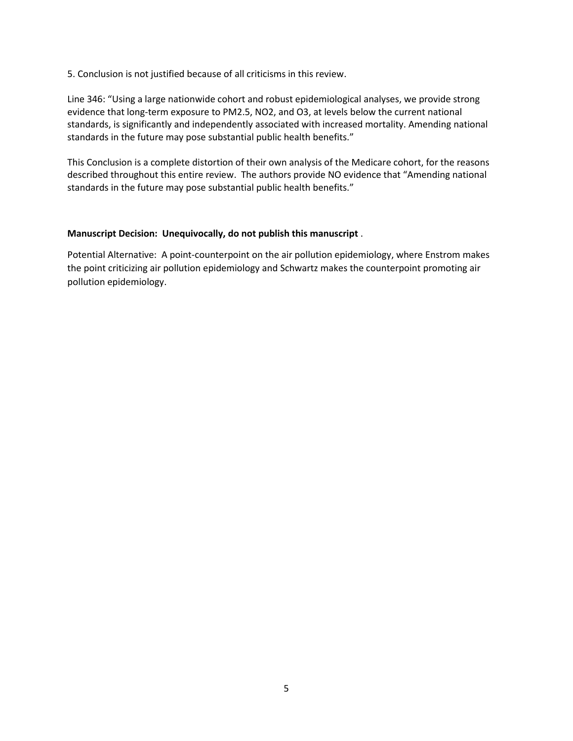5. Conclusion is not justified because of all criticisms in this review.

Line 346: "Using a large nationwide cohort and robust epidemiological analyses, we provide strong evidence that long-term exposure to $PM_{2.5}$, $NO_2$, and $O_3$, at levels below the current national standards, is significantly and independently associated with increased mortality. Amending national standards in the future may pose substantial public health benefits."

This Conclusion is a complete distortion of their own analysis of the Medicare cohort, for the reasons described throughout this entire review. The authors provide NO evidence that "Amending national standards in the future may pose substantial public health benefits."

**Manuscript Decision: Unequivocally, do not publish this manuscript** .

Potential Alternative: A point-counterpoint on the air pollution epidemiology, where Enstrom makes the point criticizing air pollution epidemiology and Schwartz makes the counterpoint promoting air pollution epidemiology.